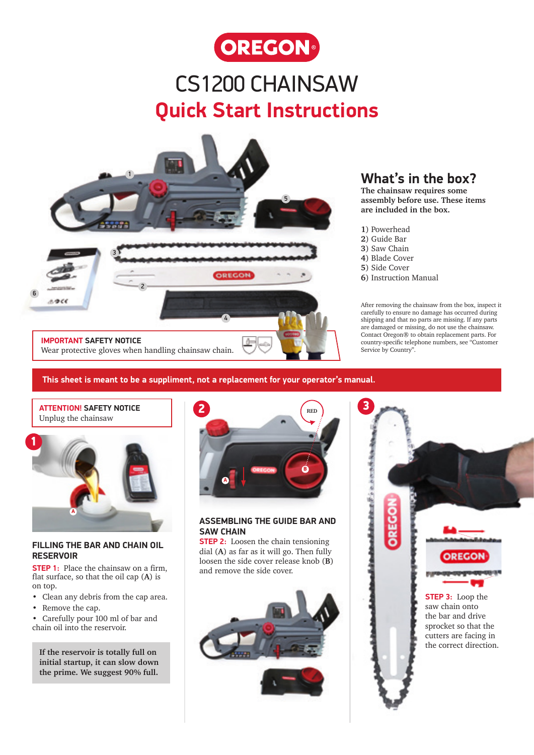OREGON

# CS1200 CHAINSAW

## Quick Start Instructions

## What's in the box?

**The chainsaw requires some assembly before use. These items are included in the box.**

**1**) Powerhead
**2**) Guide Bar
**3**) Saw Chain
**4**) Blade Cover
**5**) Side Cover
**6**) Instruction Manual

After removing the chainsaw from the box, inspect it carefully to ensure no damage has occurred during shipping and that no parts are missing. If any parts are damaged or missing, do not use the chainsaw. Contact Oregon® to obtain replacement parts. For country-specific telephone numbers, see "Customer Service by Country".

**IMPORTANT SAFETY NOTICE**
Wear protective gloves when handling chainsaw chain.

**This sheet is meant to be a suppliment, not a replacement for your operator's manual.**

**ATTENTION! SAFETY NOTICE**
Unplug the chainsaw

### FILLING THE BAR AND CHAIN OIL RESERVOIR

**STEP 1:** Place the chainsaw on a firm, flat surface, so that the oil cap (**A**) is on top.

- Clean any debris from the cap area.
- Remove the cap.
- Carefully pour 100 ml of bar and chain oil into the reservoir.

**If the reservoir is totally full on initial startup, it can slow down the prime. We suggest 90% full.**

### ASSEMBLING THE GUIDE BAR AND SAW CHAIN

**STEP 2:** Loosen the chain tensioning dial (**A**) as far as it will go. Then fully loosen the side cover release knob (**B**) and remove the side cover.

**STEP 3:** Loop the saw chain onto the bar and drive sprocket so that the cutters are facing in the correct direction.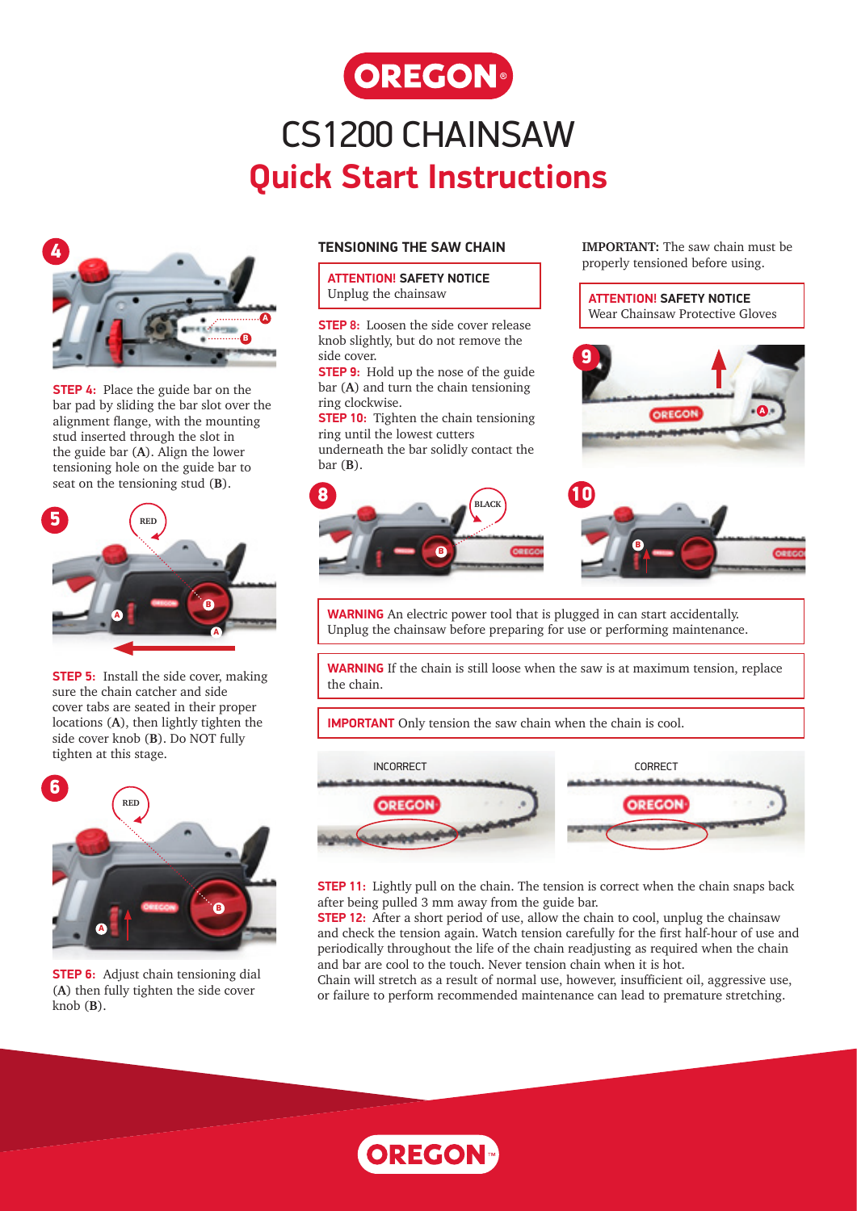OREGON

# CS1200 CHAINSAW

## Quick Start Instructions

**STEP 4:** Place the guide bar on the bar pad by sliding the bar slot over the alignment flange, with the mounting stud inserted through the slot in the guide bar (**A**). Align the lower tensioning hole on the guide bar to seat on the tensioning stud (**B**).

**STEP 5:** Install the side cover, making sure the chain catcher and side cover tabs are seated in their proper locations (**A**), then lightly tighten the side cover knob (**B**). Do NOT fully tighten at this stage.

**STEP 6:** Adjust chain tensioning dial (**A**) then fully tighten the side cover knob (**B**).

### TENSIONING THE SAW CHAIN

> **ATTENTION! SAFETY NOTICE**
> Unplug the chainsaw

**STEP 8:** Loosen the side cover release knob slightly, but do not remove the side cover.

**STEP 9:** Hold up the nose of the guide bar (**A**) and turn the chain tensioning ring clockwise.

**STEP 10:** Tighten the chain tensioning ring until the lowest cutters underneath the bar solidly contact the bar (**B**).

**IMPORTANT:** The saw chain must be properly tensioned before using.

> **ATTENTION! SAFETY NOTICE**
> Wear Chainsaw Protective Gloves

> **WARNING** An electric power tool that is plugged in can start accidentally. Unplug the chainsaw before preparing for use or performing maintenance.

> **WARNING** If the chain is still loose when the saw is at maximum tension, replace the chain.

> **IMPORTANT** Only tension the saw chain when the chain is cool.

INCORRECT

CORRECT

**STEP 11:** Lightly pull on the chain. The tension is correct when the chain snaps back after being pulled 3 mm away from the guide bar.

**STEP 12:** After a short period of use, allow the chain to cool, unplug the chainsaw and check the tension again. Watch tension carefully for the first half-hour of use and periodically throughout the life of the chain readjusting as required when the chain and bar are cool to the touch. Never tension chain when it is hot.

Chain will stretch as a result of normal use, however, insufficient oil, aggressive use, or failure to perform recommended maintenance can lead to premature stretching.